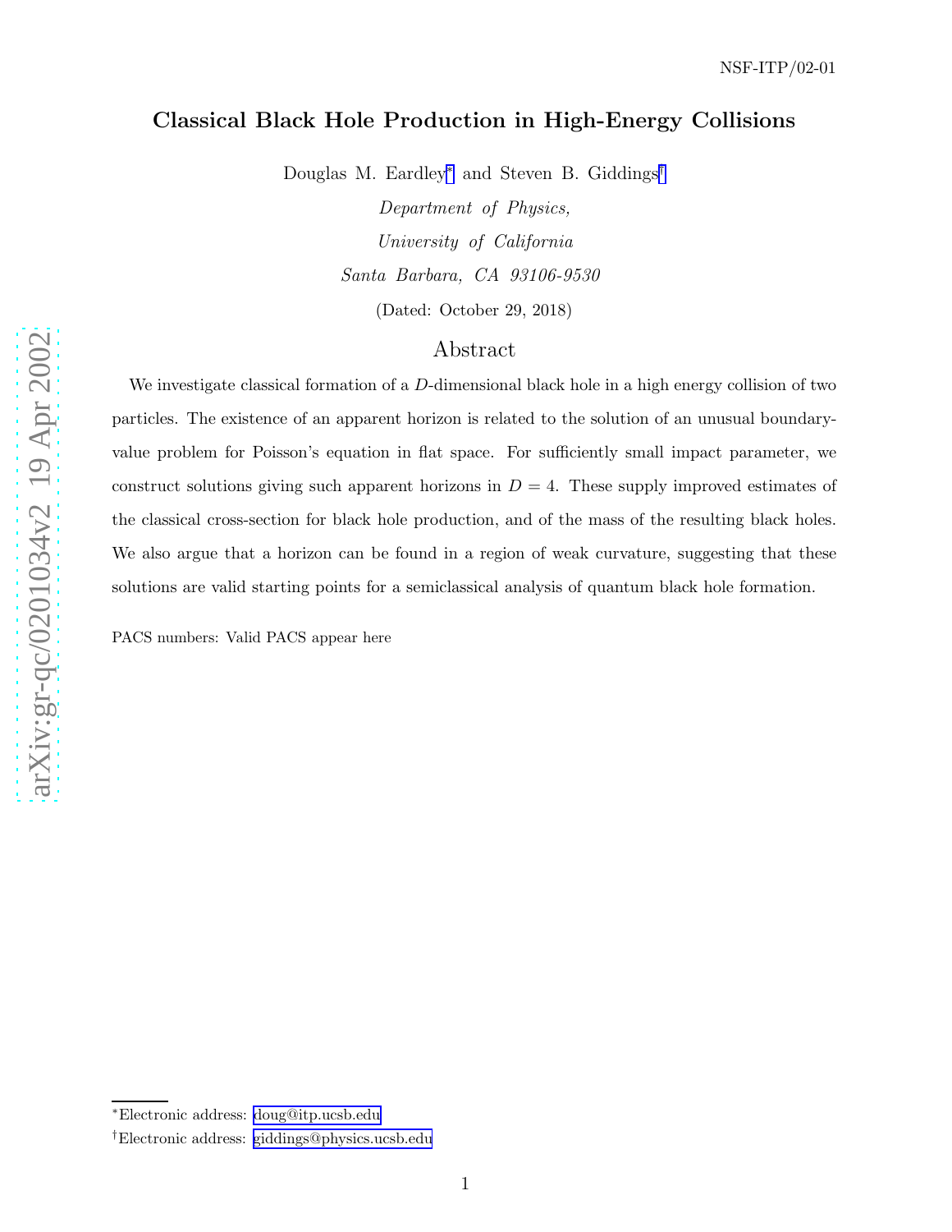NSF-ITP/02-01

# Classical Black Hole Production in High-Energy Collisions

Douglas M. Eardley[*] and Steven B. Giddings[†]

*Department of Physics,*
*University of California*
*Santa Barbara, CA 93106-9530*

(Dated: October 29, 2018)

## Abstract

We investigate classical formation of a $D$-dimensional black hole in a high energy collision of two particles. The existence of an apparent horizon is related to the solution of an unusual boundary-value problem for Poisson's equation in flat space. For sufficiently small impact parameter, we construct solutions giving such apparent horizons in $D = 4$. These supply improved estimates of the classical cross-section for black hole production, and of the mass of the resulting black holes. We also argue that a horizon can be found in a region of weak curvature, suggesting that these solutions are valid starting points for a semiclassical analysis of quantum black hole formation.

PACS numbers: Valid PACS appear here

[*] Electronic address: doug@itp.ucsb.edu

[†] Electronic address: giddings@physics.ucsb.edu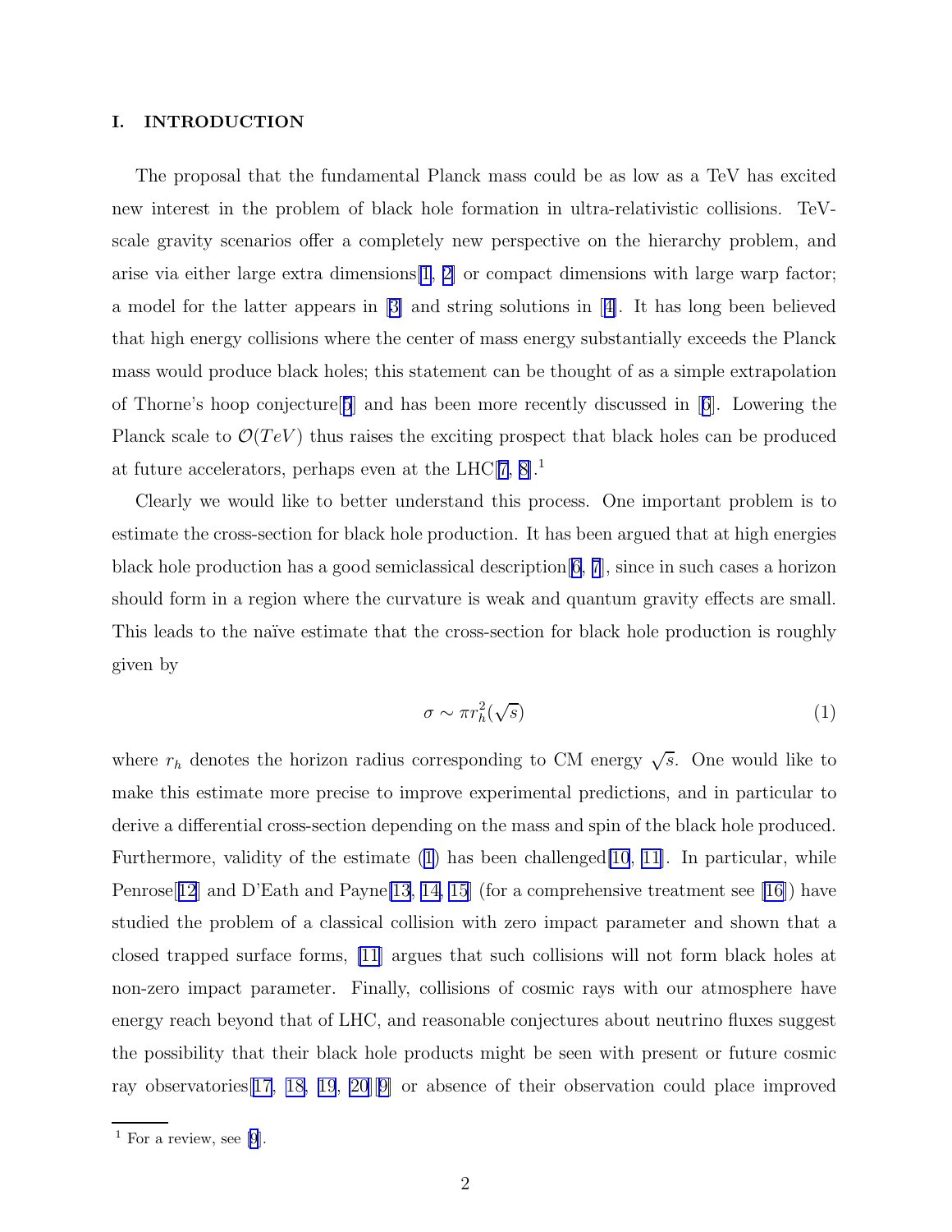## I. INTRODUCTION

The proposal that the fundamental Planck mass could be as low as a TeV has excited new interest in the problem of black hole formation in ultra-relativistic collisions. TeV-scale gravity scenarios offer a completely new perspective on the hierarchy problem, and arise via either large extra dimensions[1, 2] or compact dimensions with large warp factor; a model for the latter appears in [3] and string solutions in [4]. It has long been believed that high energy collisions where the center of mass energy substantially exceeds the Planck mass would produce black holes; this statement can be thought of as a simple extrapolation of Thorne's hoop conjecture[5] and has been more recently discussed in [6]. Lowering the Planck scale to $\mathcal{O}(TeV)$ thus raises the exciting prospect that black holes can be produced at future accelerators, perhaps even at the LHC[7, 8].[1]

Clearly we would like to better understand this process. One important problem is to estimate the cross-section for black hole production. It has been argued that at high energies black hole production has a good semiclassical description[6, 7], since in such cases a horizon should form in a region where the curvature is weak and quantum gravity effects are small. This leads to the naïve estimate that the cross-section for black hole production is roughly given by

$$\sigma \sim \pi r_h^2(\sqrt{s}) \tag{1}$$

where $r_h$ denotes the horizon radius corresponding to CM energy $\sqrt{s}$. One would like to make this estimate more precise to improve experimental predictions, and in particular to derive a differential cross-section depending on the mass and spin of the black hole produced. Furthermore, validity of the estimate (1) has been challenged[10, 11]. In particular, while Penrose[12] and D'Eath and Payne[13, 14, 15] (for a comprehensive treatment see [16]) have studied the problem of a classical collision with zero impact parameter and shown that a closed trapped surface forms, [11] argues that such collisions will not form black holes at non-zero impact parameter. Finally, collisions of cosmic rays with our atmosphere have energy reach beyond that of LHC, and reasonable conjectures about neutrino fluxes suggest the possibility that their black hole products might be seen with present or future cosmic ray observatories[17, 18, 19, 20][9] or absence of their observation could place improved

[1] For a review, see [9].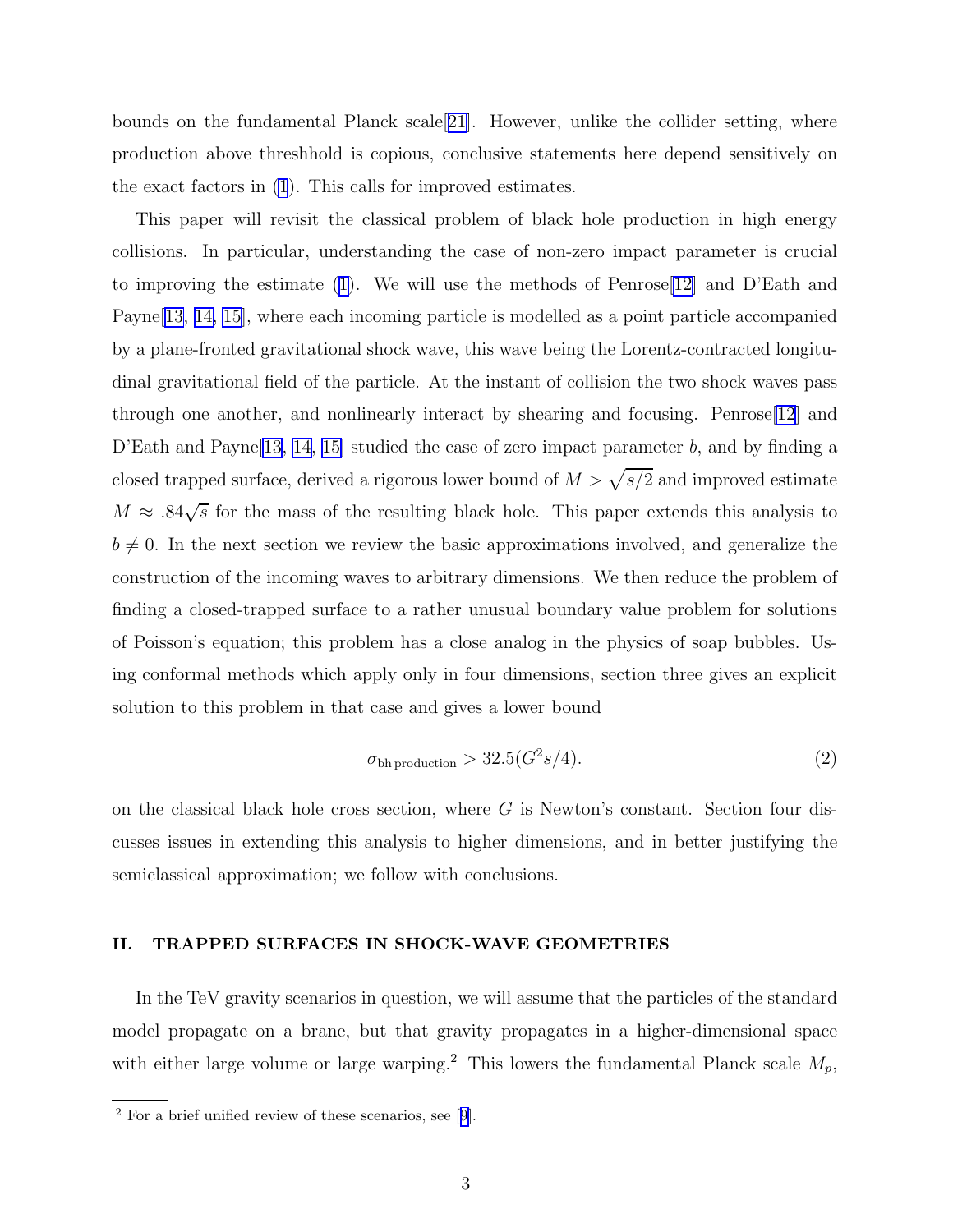bounds on the fundamental Planck scale[21]. However, unlike the collider setting, where production above threshhold is copious, conclusive statements here depend sensitively on the exact factors in (1). This calls for improved estimates.

This paper will revisit the classical problem of black hole production in high energy collisions. In particular, understanding the case of non-zero impact parameter is crucial to improving the estimate (1). We will use the methods of Penrose[12] and D'Eath and Payne[13, 14, 15], where each incoming particle is modelled as a point particle accompanied by a plane-fronted gravitational shock wave, this wave being the Lorentz-contracted longitudinal gravitational field of the particle. At the instant of collision the two shock waves pass through one another, and nonlinearly interact by shearing and focusing. Penrose[12] and D'Eath and Payne[13, 14, 15] studied the case of zero impact parameter $b$, and by finding a closed trapped surface, derived a rigorous lower bound of $M > \sqrt{s/2}$ and improved estimate $M \approx .84\sqrt{s}$ for the mass of the resulting black hole. This paper extends this analysis to $b \neq 0$. In the next section we review the basic approximations involved, and generalize the construction of the incoming waves to arbitrary dimensions. We then reduce the problem of finding a closed-trapped surface to a rather unusual boundary value problem for solutions of Poisson's equation; this problem has a close analog in the physics of soap bubbles. Using conformal methods which apply only in four dimensions, section three gives an explicit solution to this problem in that case and gives a lower bound

$$\sigma_{\text{bh production}} > 32.5(G^2 s/4). \tag{2}$$

on the classical black hole cross section, where $G$ is Newton's constant. Section four discusses issues in extending this analysis to higher dimensions, and in better justifying the semiclassical approximation; we follow with conclusions.

## II. TRAPPED SURFACES IN SHOCK-WAVE GEOMETRIES

In the TeV gravity scenarios in question, we will assume that the particles of the standard model propagate on a brane, but that gravity propagates in a higher-dimensional space with either large volume or large warping.[2] This lowers the fundamental Planck scale $M_p$,

[2] For a brief unified review of these scenarios, see [9].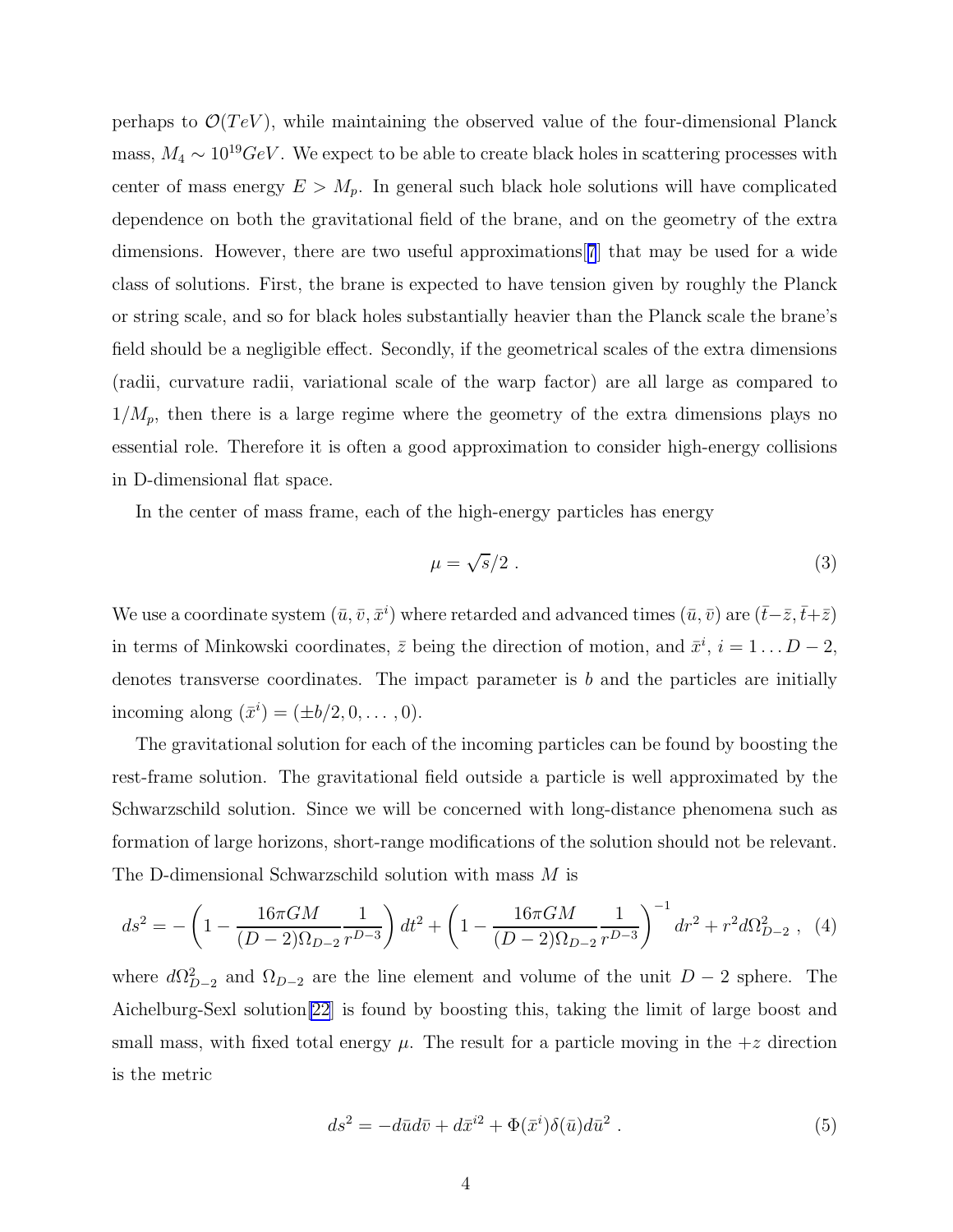perhaps to $\mathcal{O}(TeV)$, while maintaining the observed value of the four-dimensional Planck mass, $M_4 \sim 10^{19} GeV$. We expect to be able to create black holes in scattering processes with center of mass energy $E > M_p$. In general such black hole solutions will have complicated dependence on both the gravitational field of the brane, and on the geometry of the extra dimensions. However, there are two useful approximations[7] that may be used for a wide class of solutions. First, the brane is expected to have tension given by roughly the Planck or string scale, and so for black holes substantially heavier than the Planck scale the brane's field should be a negligible effect. Secondly, if the geometrical scales of the extra dimensions (radii, curvature radii, variational scale of the warp factor) are all large as compared to $1/M_p$, then there is a large regime where the geometry of the extra dimensions plays no essential role. Therefore it is often a good approximation to consider high-energy collisions in D-dimensional flat space.

In the center of mass frame, each of the high-energy particles has energy

$$\mu = \sqrt{s}/2 \ . \tag{3}$$

We use a coordinate system $(\bar{u}, \bar{v}, \bar{x}^i)$ where retarded and advanced times $(\bar{u}, \bar{v})$ are $(\bar{t}-\bar{z}, \bar{t}+\bar{z})$ in terms of Minkowski coordinates, $\bar{z}$ being the direction of motion, and $\bar{x}^i$, $i = 1 \dots D-2$, denotes transverse coordinates. The impact parameter is $b$ and the particles are initially incoming along $(\bar{x}^i) = (\pm b/2, 0, \dots, 0)$.

The gravitational solution for each of the incoming particles can be found by boosting the rest-frame solution. The gravitational field outside a particle is well approximated by the Schwarzschild solution. Since we will be concerned with long-distance phenomena such as formation of large horizons, short-range modifications of the solution should not be relevant. The D-dimensional Schwarzschild solution with mass $M$ is

$$ds^2 = -\left(1 - \frac{16\pi G M}{(D-2)\Omega_{D-2}} \frac{1}{r^{D-3}}\right) dt^2 + \left(1 - \frac{16\pi G M}{(D-2)\Omega_{D-2}} \frac{1}{r^{D-3}}\right)^{-1} dr^2 + r^2 d\Omega_{D-2}^2 \ , \tag{4}$$

where $d\Omega_{D-2}^2$ and $\Omega_{D-2}$ are the line element and volume of the unit $D-2$ sphere. The Aichelburg-Sexl solution[22] is found by boosting this, taking the limit of large boost and small mass, with fixed total energy $\mu$. The result for a particle moving in the $+z$ direction is the metric

$$ds^2 = -d\bar{u}d\bar{v} + d\bar{x}^{i2} + \Phi(\bar{x}^i)\delta(\bar{u})d\bar{u}^2 \ . \tag{5}$$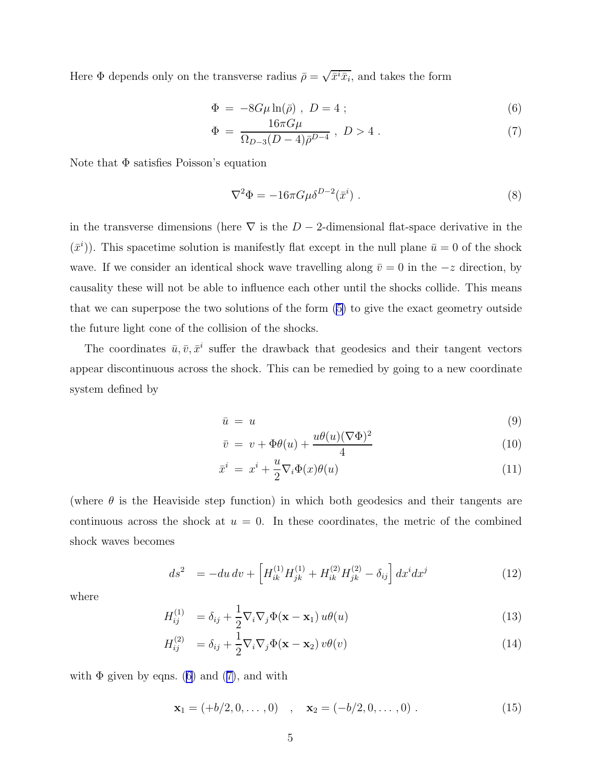Here $\Phi$ depends only on the transverse radius $\bar{\rho} = \sqrt{\bar{x}^i \bar{x}_i}$, and takes the form

$$\Phi = -8G\mu \ln(\bar{\rho}) \ , \ D = 4 \ ; \tag{6}$$

$$\Phi = \frac{16\pi G\mu}{\Omega_{D-3}(D-4)\bar{\rho}^{D-4}} \ , \ D > 4 \ . \tag{7}$$

Note that $\Phi$ satisfies Poisson's equation

$$\nabla^2 \Phi = -16\pi G\mu \delta^{D-2}(\bar{x}^i) \ . \tag{8}$$

in the transverse dimensions (here $\nabla$ is the $D-2$-dimensional flat-space derivative in the $(\bar{x}^i)$). This spacetime solution is manifestly flat except in the null plane $\bar{u} = 0$ of the shock wave. If we consider an identical shock wave travelling along $\bar{v} = 0$ in the $-z$ direction, by causality these will not be able to influence each other until the shocks collide. This means that we can superpose the two solutions of the form (5) to give the exact geometry outside the future light cone of the collision of the shocks.

The coordinates $\bar{u}, \bar{v}, \bar{x}^i$ suffer the drawback that geodesics and their tangent vectors appear discontinuous across the shock. This can be remedied by going to a new coordinate system defined by

$$\bar{u} = u \tag{9}$$

$$\bar{v} = v + \Phi\theta(u) + \frac{u\theta(u)(\nabla\Phi)^2}{4} \tag{10}$$

$$\bar{x}^i = x^i + \frac{u}{2}\nabla_i \Phi(x)\theta(u) \tag{11}$$

(where $\theta$ is the Heaviside step function) in which both geodesics and their tangents are continuous across the shock at $u = 0$. In these coordinates, the metric of the combined shock waves becomes

$$ds^2 = -du\,dv + \left[H^{(1)}_{ik}H^{(1)}_{jk} + H^{(2)}_{ik}H^{(2)}_{jk} - \delta_{ij}\right] dx^i dx^j \tag{12}$$

where

$$H^{(1)}_{ij} = \delta_{ij} + \frac{1}{2}\nabla_i\nabla_j\Phi(\mathbf{x} - \mathbf{x}_1)\, u\theta(u) \tag{13}$$

$$H^{(2)}_{ij} = \delta_{ij} + \frac{1}{2}\nabla_i\nabla_j\Phi(\mathbf{x} - \mathbf{x}_2)\, v\theta(v) \tag{14}$$

with $\Phi$ given by eqns. (6) and (7), and with

$$\mathbf{x}_1 = (+b/2, 0, \ldots, 0) \quad , \quad \mathbf{x}_2 = (-b/2, 0, \ldots, 0) \ . \tag{15}$$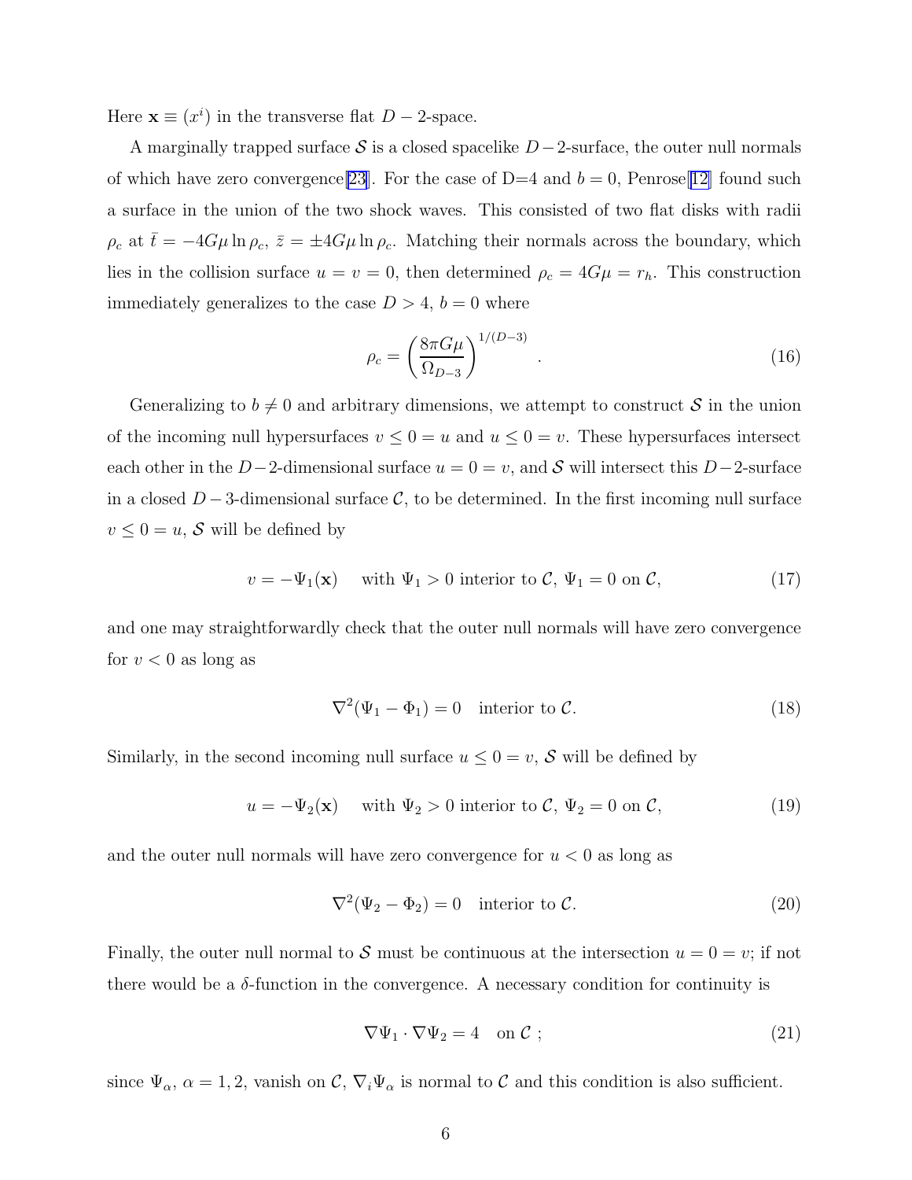Here $\mathbf{x} \equiv (x^i)$ in the transverse flat $D-2$-space.

A marginally trapped surface $\mathcal{S}$ is a closed spacelike $D-2$-surface, the outer null normals of which have zero convergence[23]. For the case of D=4 and $b=0$, Penrose[12] found such a surface in the union of the two shock waves. This consisted of two flat disks with radii $\rho_c$ at $\bar{t} = -4G\mu \ln \rho_c$, $\bar{z} = \pm 4G\mu \ln \rho_c$. Matching their normals across the boundary, which lies in the collision surface $u = v = 0$, then determined $\rho_c = 4G\mu = r_h$. This construction immediately generalizes to the case $D > 4$, $b = 0$ where

$$\rho_c = \left( \frac{8\pi G\mu}{\Omega_{D-3}} \right)^{1/(D-3)} . \tag{16}$$

Generalizing to $b \neq 0$ and arbitrary dimensions, we attempt to construct $\mathcal{S}$ in the union of the incoming null hypersurfaces $v \leq 0 = u$ and $u \leq 0 = v$. These hypersurfaces intersect each other in the $D-2$-dimensional surface $u = 0 = v$, and $\mathcal{S}$ will intersect this $D-2$-surface in a closed $D-3$-dimensional surface $\mathcal{C}$, to be determined. In the first incoming null surface $v \leq 0 = u$, $\mathcal{S}$ will be defined by

$$v = -\Psi_1(\mathbf{x}) \quad \text{with } \Psi_1 > 0 \text{ interior to } \mathcal{C},\ \Psi_1 = 0 \text{ on } \mathcal{C}, \tag{17}$$

and one may straightforwardly check that the outer null normals will have zero convergence for $v < 0$ as long as

$$\nabla^2(\Psi_1 - \Phi_1) = 0 \quad \text{interior to } \mathcal{C}. \tag{18}$$

Similarly, in the second incoming null surface $u \leq 0 = v$, $\mathcal{S}$ will be defined by

$$u = -\Psi_2(\mathbf{x}) \quad \text{with } \Psi_2 > 0 \text{ interior to } \mathcal{C},\ \Psi_2 = 0 \text{ on } \mathcal{C}, \tag{19}$$

and the outer null normals will have zero convergence for $u < 0$ as long as

$$\nabla^2(\Psi_2 - \Phi_2) = 0 \quad \text{interior to } \mathcal{C}. \tag{20}$$

Finally, the outer null normal to $\mathcal{S}$ must be continuous at the intersection $u = 0 = v$; if not there would be a $\delta$-function in the convergence. A necessary condition for continuity is

$$\nabla\Psi_1 \cdot \nabla\Psi_2 = 4 \quad \text{on } \mathcal{C} \ ; \tag{21}$$

since $\Psi_\alpha$, $\alpha = 1, 2$, vanish on $\mathcal{C}$, $\nabla_i \Psi_\alpha$ is normal to $\mathcal{C}$ and this condition is also sufficient.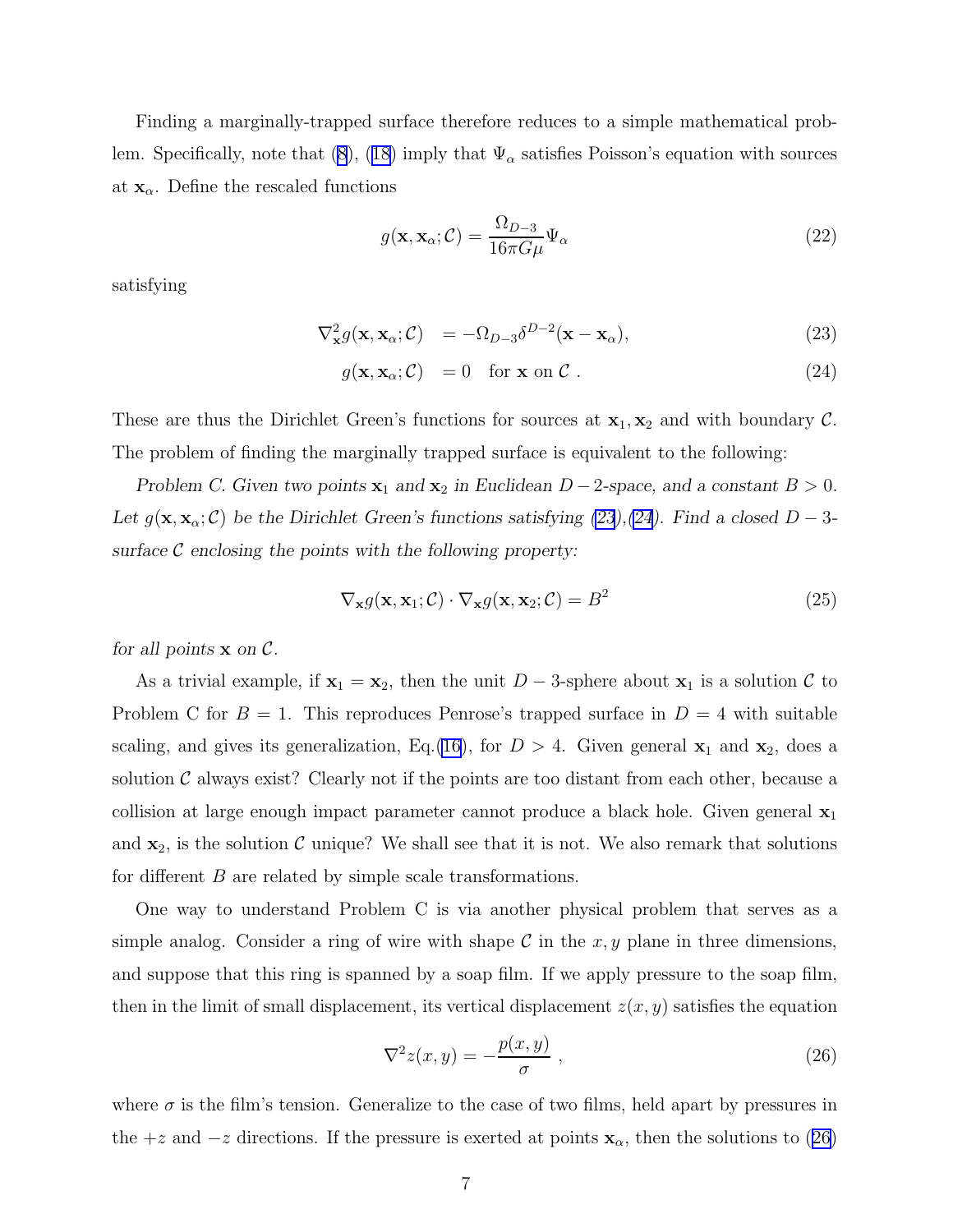Finding a marginally-trapped surface therefore reduces to a simple mathematical problem. Specifically, note that (8), (18) imply that $\Psi_\alpha$ satisfies Poisson's equation with sources at $\mathbf{x}_\alpha$. Define the rescaled functions

$$g(\mathbf{x}, \mathbf{x}_\alpha; \mathcal{C}) = \frac{\Omega_{D-3}}{16\pi G\mu} \Psi_\alpha \tag{22}$$

satisfying

$$\nabla^2_{\mathbf{x}} g(\mathbf{x}, \mathbf{x}_\alpha; \mathcal{C}) = -\Omega_{D-3} \delta^{D-2}(\mathbf{x} - \mathbf{x}_\alpha), \tag{23}$$

$$g(\mathbf{x}, \mathbf{x}_\alpha; \mathcal{C}) = 0 \quad \text{for } \mathbf{x} \text{ on } \mathcal{C} \; . \tag{24}$$

These are thus the Dirichlet Green's functions for sources at $\mathbf{x}_1, \mathbf{x}_2$ and with boundary $\mathcal{C}$. The problem of finding the marginally trapped surface is equivalent to the following:

*Problem C. Given two points $\mathbf{x}_1$ and $\mathbf{x}_2$ in Euclidean $D-2$-space, and a constant $B > 0$. Let $g(\mathbf{x}, \mathbf{x}_\alpha; \mathcal{C})$ be the Dirichlet Green's functions satisfying (23),(24). Find a closed $D-3$-surface $\mathcal{C}$ enclosing the points with the following property:*

$$\nabla_{\mathbf{x}} g(\mathbf{x}, \mathbf{x}_1; \mathcal{C}) \cdot \nabla_{\mathbf{x}} g(\mathbf{x}, \mathbf{x}_2; \mathcal{C}) = B^2 \tag{25}$$

*for all points $\mathbf{x}$ on $\mathcal{C}$.*

As a trivial example, if $\mathbf{x}_1 = \mathbf{x}_2$, then the unit $D-3$-sphere about $\mathbf{x}_1$ is a solution $\mathcal{C}$ to Problem C for $B = 1$. This reproduces Penrose's trapped surface in $D = 4$ with suitable scaling, and gives its generalization, Eq.(16), for $D > 4$. Given general $\mathbf{x}_1$ and $\mathbf{x}_2$, does a solution $\mathcal{C}$ always exist? Clearly not if the points are too distant from each other, because a collision at large enough impact parameter cannot produce a black hole. Given general $\mathbf{x}_1$ and $\mathbf{x}_2$, is the solution $\mathcal{C}$ unique? We shall see that it is not. We also remark that solutions for different $B$ are related by simple scale transformations.

One way to understand Problem C is via another physical problem that serves as a simple analog. Consider a ring of wire with shape $\mathcal{C}$ in the $x, y$ plane in three dimensions, and suppose that this ring is spanned by a soap film. If we apply pressure to the soap film, then in the limit of small displacement, its vertical displacement $z(x, y)$ satisfies the equation

$$\nabla^2 z(x, y) = -\frac{p(x, y)}{\sigma} \; , \tag{26}$$

where $\sigma$ is the film's tension. Generalize to the case of two films, held apart by pressures in the $+z$ and $-z$ directions. If the pressure is exerted at points $\mathbf{x}_\alpha$, then the solutions to (26)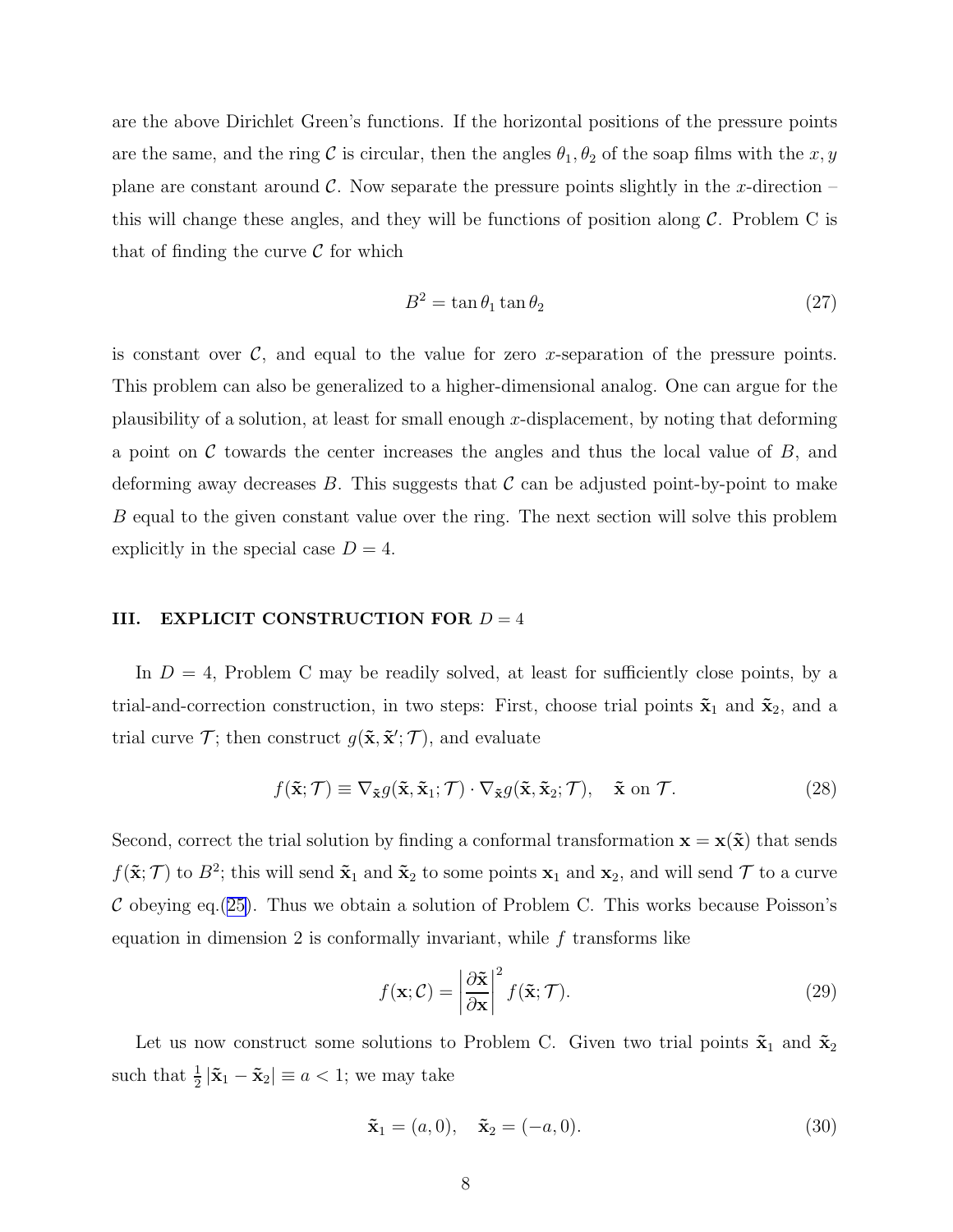are the above Dirichlet Green's functions. If the horizontal positions of the pressure points are the same, and the ring $\mathcal{C}$ is circular, then the angles $\theta_1, \theta_2$ of the soap films with the $x, y$ plane are constant around $\mathcal{C}$. Now separate the pressure points slightly in the $x$-direction – this will change these angles, and they will be functions of position along $\mathcal{C}$. Problem C is that of finding the curve $\mathcal{C}$ for which

$$B^2 = \tan\theta_1 \tan\theta_2 \tag{27}$$

is constant over $\mathcal{C}$, and equal to the value for zero $x$-separation of the pressure points. This problem can also be generalized to a higher-dimensional analog. One can argue for the plausibility of a solution, at least for small enough $x$-displacement, by noting that deforming a point on $\mathcal{C}$ towards the center increases the angles and thus the local value of $B$, and deforming away decreases $B$. This suggests that $\mathcal{C}$ can be adjusted point-by-point to make $B$ equal to the given constant value over the ring. The next section will solve this problem explicitly in the special case $D = 4$.

## III. EXPLICIT CONSTRUCTION FOR $D = 4$

In $D = 4$, Problem C may be readily solved, at least for sufficiently close points, by a trial-and-correction construction, in two steps: First, choose trial points $\tilde{\mathbf{x}}_1$ and $\tilde{\mathbf{x}}_2$, and a trial curve $\mathcal{T}$; then construct $g(\tilde{\mathbf{x}}, \tilde{\mathbf{x}}'; \mathcal{T})$, and evaluate

$$f(\tilde{\mathbf{x}}; \mathcal{T}) \equiv \nabla_{\tilde{\mathbf{x}}} g(\tilde{\mathbf{x}}, \tilde{\mathbf{x}}_1; \mathcal{T}) \cdot \nabla_{\tilde{\mathbf{x}}} g(\tilde{\mathbf{x}}, \tilde{\mathbf{x}}_2; \mathcal{T}), \quad \tilde{\mathbf{x}} \text{ on } \mathcal{T}. \tag{28}$$

Second, correct the trial solution by finding a conformal transformation $\mathbf{x} = \mathbf{x}(\tilde{\mathbf{x}})$ that sends $f(\tilde{\mathbf{x}}; \mathcal{T})$ to $B^2$; this will send $\tilde{\mathbf{x}}_1$ and $\tilde{\mathbf{x}}_2$ to some points $\mathbf{x}_1$ and $\mathbf{x}_2$, and will send $\mathcal{T}$ to a curve $\mathcal{C}$ obeying eq.(25). Thus we obtain a solution of Problem C. This works because Poisson's equation in dimension 2 is conformally invariant, while $f$ transforms like

$$f(\mathbf{x}; \mathcal{C}) = \left|\frac{\partial \tilde{\mathbf{x}}}{\partial \mathbf{x}}\right|^2 f(\tilde{\mathbf{x}}; \mathcal{T}). \tag{29}$$

Let us now construct some solutions to Problem C. Given two trial points $\tilde{\mathbf{x}}_1$ and $\tilde{\mathbf{x}}_2$ such that $\frac{1}{2}|\tilde{\mathbf{x}}_1 - \tilde{\mathbf{x}}_2| \equiv a < 1$; we may take

$$\tilde{\mathbf{x}}_1 = (a, 0), \quad \tilde{\mathbf{x}}_2 = (-a, 0). \tag{30}$$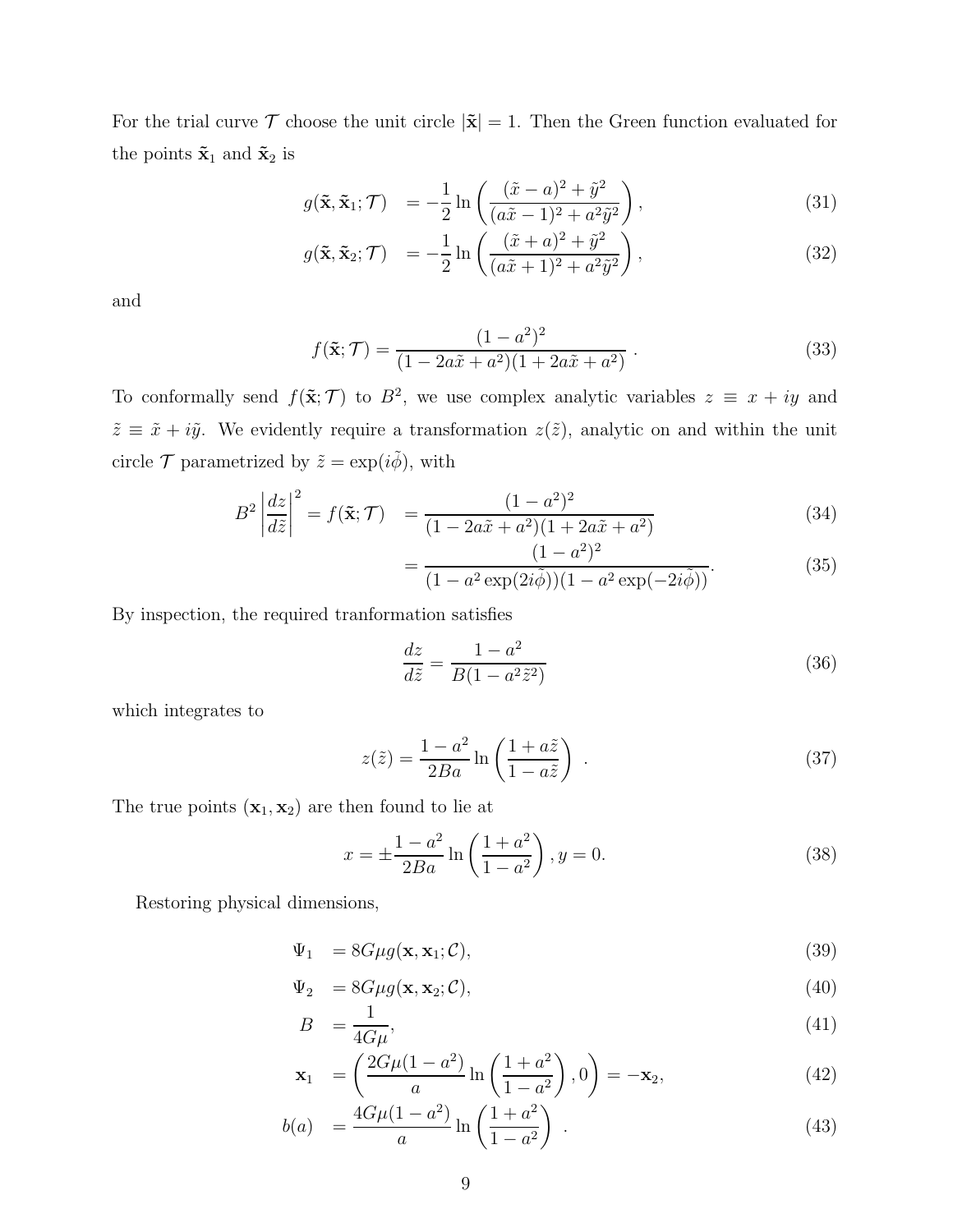For the trial curve $\mathcal{T}$ choose the unit circle $|\tilde{\mathbf{x}}| = 1$. Then the Green function evaluated for the points $\tilde{\mathbf{x}}_1$ and $\tilde{\mathbf{x}}_2$ is

$$
g(\tilde{\mathbf{x}}, \tilde{\mathbf{x}}_1; \mathcal{T}) = -\frac{1}{2} \ln \left( \frac{(\tilde{x} - a)^2 + \tilde{y}^2}{(a\tilde{x} - 1)^2 + a^2 \tilde{y}^2} \right), \tag{31}
$$

$$
g(\tilde{\mathbf{x}}, \tilde{\mathbf{x}}_2; \mathcal{T}) = -\frac{1}{2} \ln \left( \frac{(\tilde{x} + a)^2 + \tilde{y}^2}{(a\tilde{x} + 1)^2 + a^2 \tilde{y}^2} \right), \tag{32}
$$

and

$$
f(\tilde{\mathbf{x}}; \mathcal{T}) = \frac{(1 - a^2)^2}{(1 - 2a\tilde{x} + a^2)(1 + 2a\tilde{x} + a^2)} \, . \tag{33}
$$

To conformally send $f(\tilde{\mathbf{x}}; \mathcal{T})$ to $B^2$, we use complex analytic variables $z \equiv x + iy$ and $\tilde{z} \equiv \tilde{x} + i\tilde{y}$. We evidently require a transformation $z(\tilde{z})$, analytic on and within the unit circle $\mathcal{T}$ parametrized by $\tilde{z} = \exp(i\tilde{\phi})$, with

$$
B^2 \left| \frac{dz}{d\tilde{z}} \right|^2 = f(\tilde{\mathbf{x}}; \mathcal{T}) = \frac{(1 - a^2)^2}{(1 - 2a\tilde{x} + a^2)(1 + 2a\tilde{x} + a^2)} \tag{34}
$$

$$
= \frac{(1 - a^2)^2}{(1 - a^2 \exp(2i\tilde{\phi}))(1 - a^2 \exp(-2i\tilde{\phi}))}. \tag{35}
$$

By inspection, the required tranformation satisfies

$$
\frac{dz}{d\tilde{z}} = \frac{1 - a^2}{B(1 - a^2 \tilde{z}^2)} \tag{36}
$$

which integrates to

$$
z(\tilde{z}) = \frac{1 - a^2}{2Ba} \ln \left( \frac{1 + a\tilde{z}}{1 - a\tilde{z}} \right) \, . \tag{37}
$$

The true points $(\mathbf{x}_1, \mathbf{x}_2)$ are then found to lie at

$$
x = \pm \frac{1 - a^2}{2Ba} \ln \left( \frac{1 + a^2}{1 - a^2} \right), y = 0. \tag{38}
$$

Restoring physical dimensions,

$$
\Psi_1 = 8G\mu g(\mathbf{x}, \mathbf{x}_1; \mathcal{C}), \tag{39}
$$

$$
\Psi_2 = 8G\mu g(\mathbf{x}, \mathbf{x}_2; \mathcal{C}), \tag{40}
$$

$$
B = \frac{1}{4G\mu}, \tag{41}
$$

$$
\mathbf{x}_1 = \left( \frac{2G\mu(1 - a^2)}{a} \ln \left( \frac{1 + a^2}{1 - a^2} \right), 0 \right) = -\mathbf{x}_2, \tag{42}
$$

$$
b(a) = \frac{4G\mu(1 - a^2)}{a} \ln \left( \frac{1 + a^2}{1 - a^2} \right) \, . \tag{43}
$$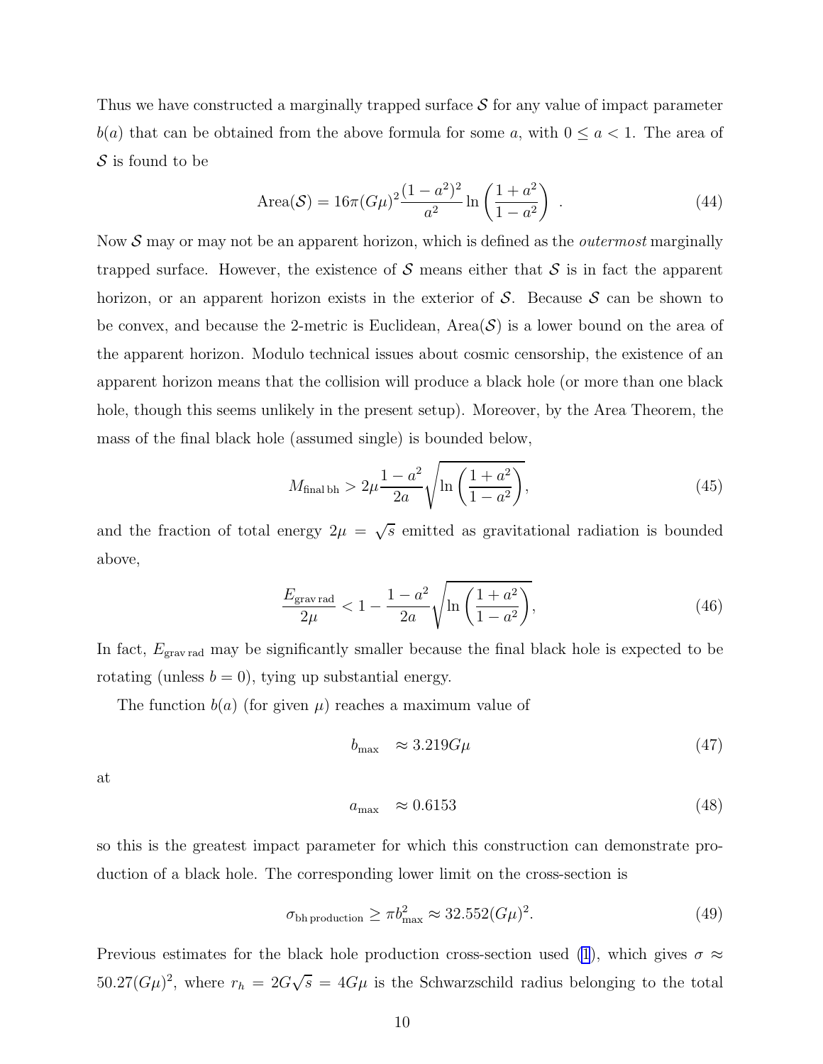Thus we have constructed a marginally trapped surface $\mathcal{S}$ for any value of impact parameter $b(a)$ that can be obtained from the above formula for some $a$, with $0 \le a < 1$. The area of $\mathcal{S}$ is found to be

$$\text{Area}(\mathcal{S}) = 16\pi (G\mu)^2 \frac{(1-a^2)^2}{a^2} \ln\left(\frac{1+a^2}{1-a^2}\right) \; . \tag{44}$$

Now $\mathcal{S}$ may or may not be an apparent horizon, which is defined as the *outermost* marginally trapped surface. However, the existence of $\mathcal{S}$ means either that $\mathcal{S}$ is in fact the apparent horizon, or an apparent horizon exists in the exterior of $\mathcal{S}$. Because $\mathcal{S}$ can be shown to be convex, and because the 2-metric is Euclidean, Area($\mathcal{S}$) is a lower bound on the area of the apparent horizon. Modulo technical issues about cosmic censorship, the existence of an apparent horizon means that the collision will produce a black hole (or more than one black hole, though this seems unlikely in the present setup). Moreover, by the Area Theorem, the mass of the final black hole (assumed single) is bounded below,

$$M_{\text{final bh}} > 2\mu \frac{1-a^2}{2a} \sqrt{\ln\left(\frac{1+a^2}{1-a^2}\right)}, \tag{45}$$

and the fraction of total energy $2\mu = \sqrt{s}$ emitted as gravitational radiation is bounded above,

$$\frac{E_{\text{grav rad}}}{2\mu} < 1 - \frac{1-a^2}{2a} \sqrt{\ln\left(\frac{1+a^2}{1-a^2}\right)}, \tag{46}$$

In fact, $E_{\text{grav rad}}$ may be significantly smaller because the final black hole is expected to be rotating (unless $b = 0$), tying up substantial energy.

The function $b(a)$ (for given $\mu$) reaches a maximum value of

$$b_{\max} \quad \approx 3.219 G\mu \tag{47}$$

at

$$a_{\max} \quad \approx 0.6153 \tag{48}$$

so this is the greatest impact parameter for which this construction can demonstrate production of a black hole. The corresponding lower limit on the cross-section is

$$\sigma_{\text{bh production}} \ge \pi b_{\max}^2 \approx 32.552 (G\mu)^2. \tag{49}$$

Previous estimates for the black hole production cross-section used (1), which gives $\sigma \approx 50.27(G\mu)^2$, where $r_h = 2G\sqrt{s} = 4G\mu$ is the Schwarzschild radius belonging to the total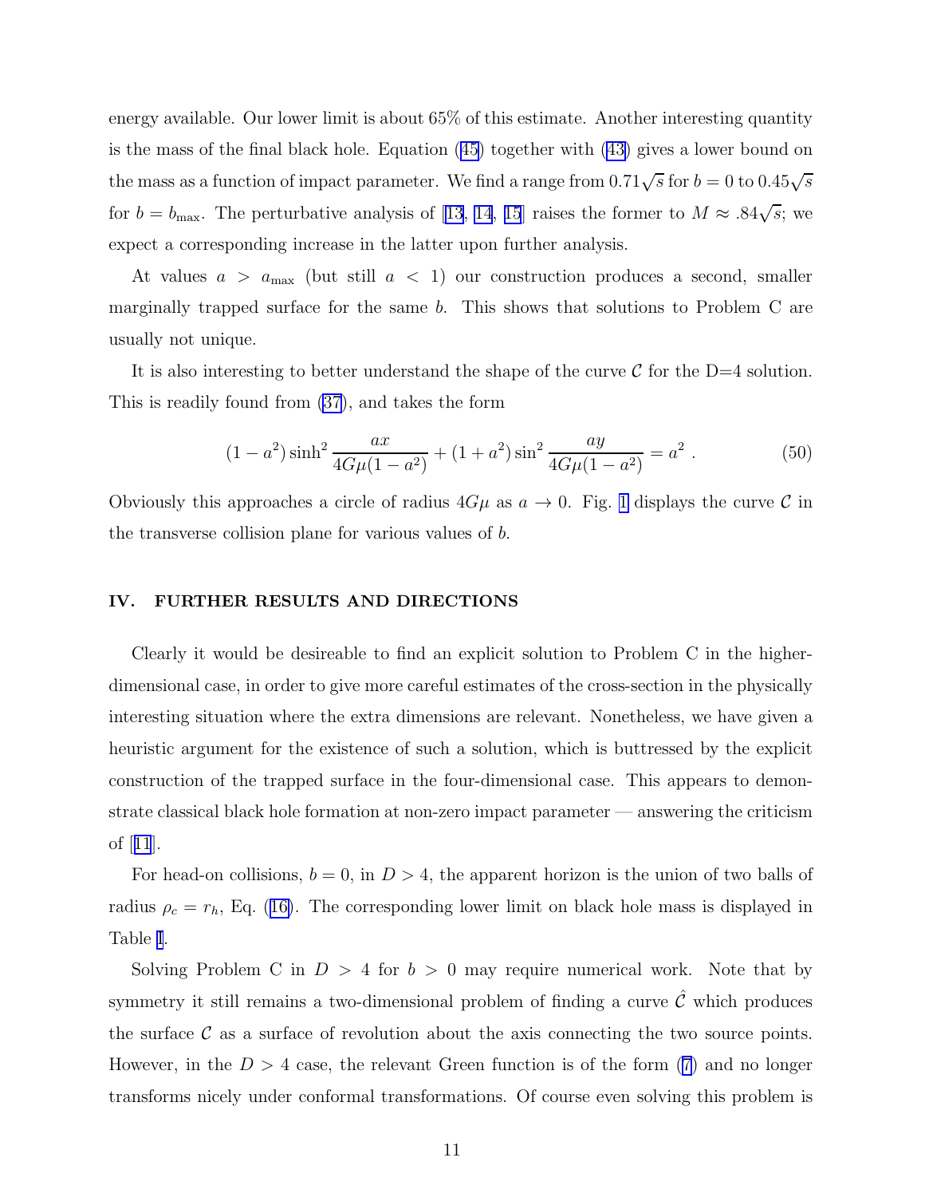energy available. Our lower limit is about 65% of this estimate. Another interesting quantity is the mass of the final black hole. Equation (45) together with (43) gives a lower bound on the mass as a function of impact parameter. We find a range from $0.71\sqrt{s}$ for $b = 0$ to $0.45\sqrt{s}$ for $b = b_{\max}$. The perturbative analysis of [13, 14, 15] raises the former to $M \approx .84\sqrt{s}$; we expect a corresponding increase in the latter upon further analysis.

At values $a > a_{\max}$ (but still $a < 1$) our construction produces a second, smaller marginally trapped surface for the same $b$. This shows that solutions to Problem C are usually not unique.

It is also interesting to better understand the shape of the curve $\mathcal{C}$ for the D=4 solution. This is readily found from (37), and takes the form

$$(1-a^2)\sinh^2\frac{ax}{4G\mu(1-a^2)} + (1+a^2)\sin^2\frac{ay}{4G\mu(1-a^2)} = a^2 \ . \tag{50}$$

Obviously this approaches a circle of radius $4G\mu$ as $a \to 0$. Fig. 1 displays the curve $\mathcal{C}$ in the transverse collision plane for various values of $b$.

## IV. FURTHER RESULTS AND DIRECTIONS

Clearly it would be desireable to find an explicit solution to Problem C in the higher-dimensional case, in order to give more careful estimates of the cross-section in the physically interesting situation where the extra dimensions are relevant. Nonetheless, we have given a heuristic argument for the existence of such a solution, which is buttressed by the explicit construction of the trapped surface in the four-dimensional case. This appears to demonstrate classical black hole formation at non-zero impact parameter — answering the criticism of [11].

For head-on collisions, $b = 0$, in $D > 4$, the apparent horizon is the union of two balls of radius $\rho_c = r_h$, Eq. (16). The corresponding lower limit on black hole mass is displayed in Table I.

Solving Problem C in $D > 4$ for $b > 0$ may require numerical work. Note that by symmetry it still remains a two-dimensional problem of finding a curve $\hat{\mathcal{C}}$ which produces the surface $\mathcal{C}$ as a surface of revolution about the axis connecting the two source points. However, in the $D > 4$ case, the relevant Green function is of the form (7) and no longer transforms nicely under conformal transformations. Of course even solving this problem is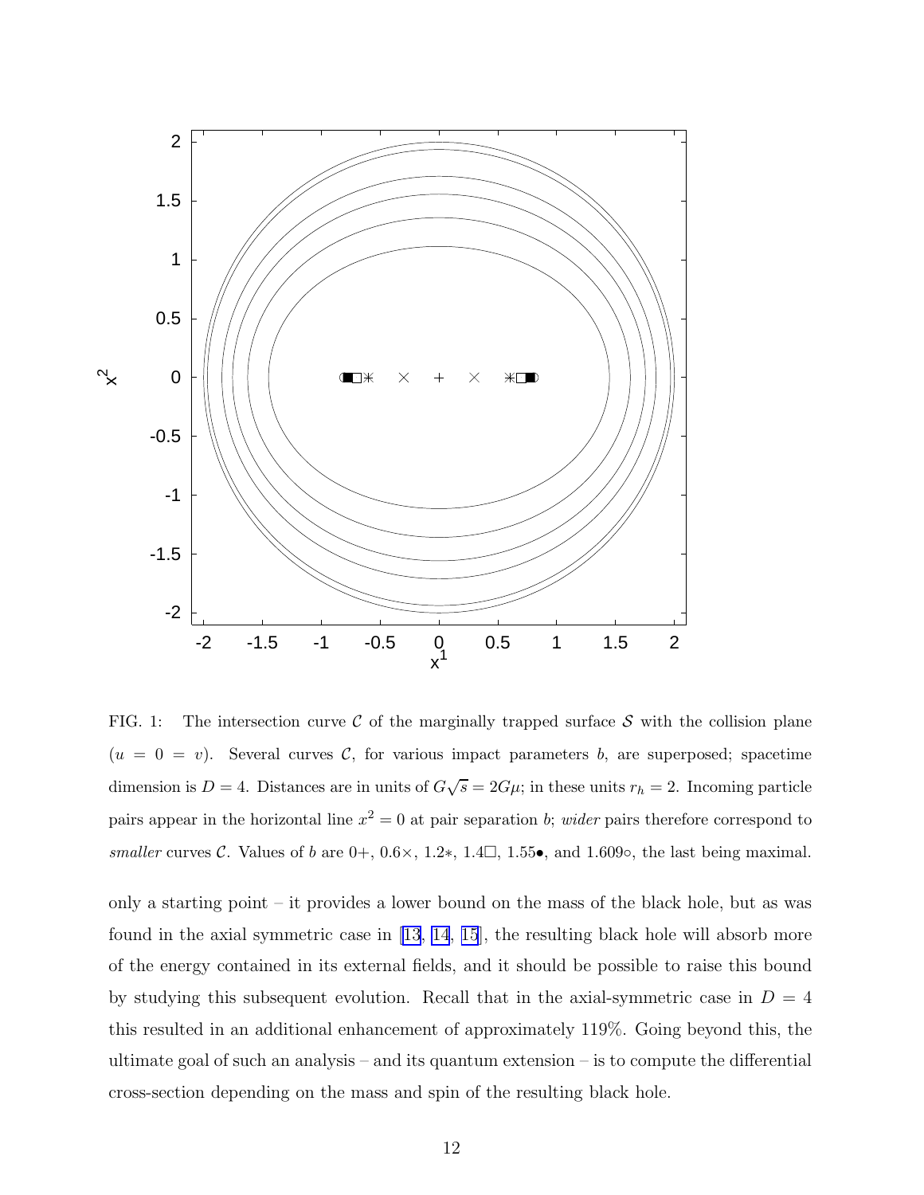FIG. 1: The intersection curve $\mathcal{C}$ of the marginally trapped surface $\mathcal{S}$ with the collision plane ($u = 0 = v$). Several curves $\mathcal{C}$, for various impact parameters $b$, are superposed; spacetime dimension is $D = 4$. Distances are in units of $G\sqrt{s} = 2G\mu$; in these units $r_h = 2$. Incoming particle pairs appear in the horizontal line $x^2 = 0$ at pair separation $b$; *wider* pairs therefore correspond to *smaller* curves $\mathcal{C}$. Values of $b$ are 0+, 0.6×, 1.2∗, 1.4□, 1.55•, and 1.609○, the last being maximal.

only a starting point – it provides a lower bound on the mass of the black hole, but as was found in the axial symmetric case in [13, 14, 15], the resulting black hole will absorb more of the energy contained in its external fields, and it should be possible to raise this bound by studying this subsequent evolution. Recall that in the axial-symmetric case in $D = 4$ this resulted in an additional enhancement of approximately 119%. Going beyond this, the ultimate goal of such an analysis – and its quantum extension – is to compute the differential cross-section depending on the mass and spin of the resulting black hole.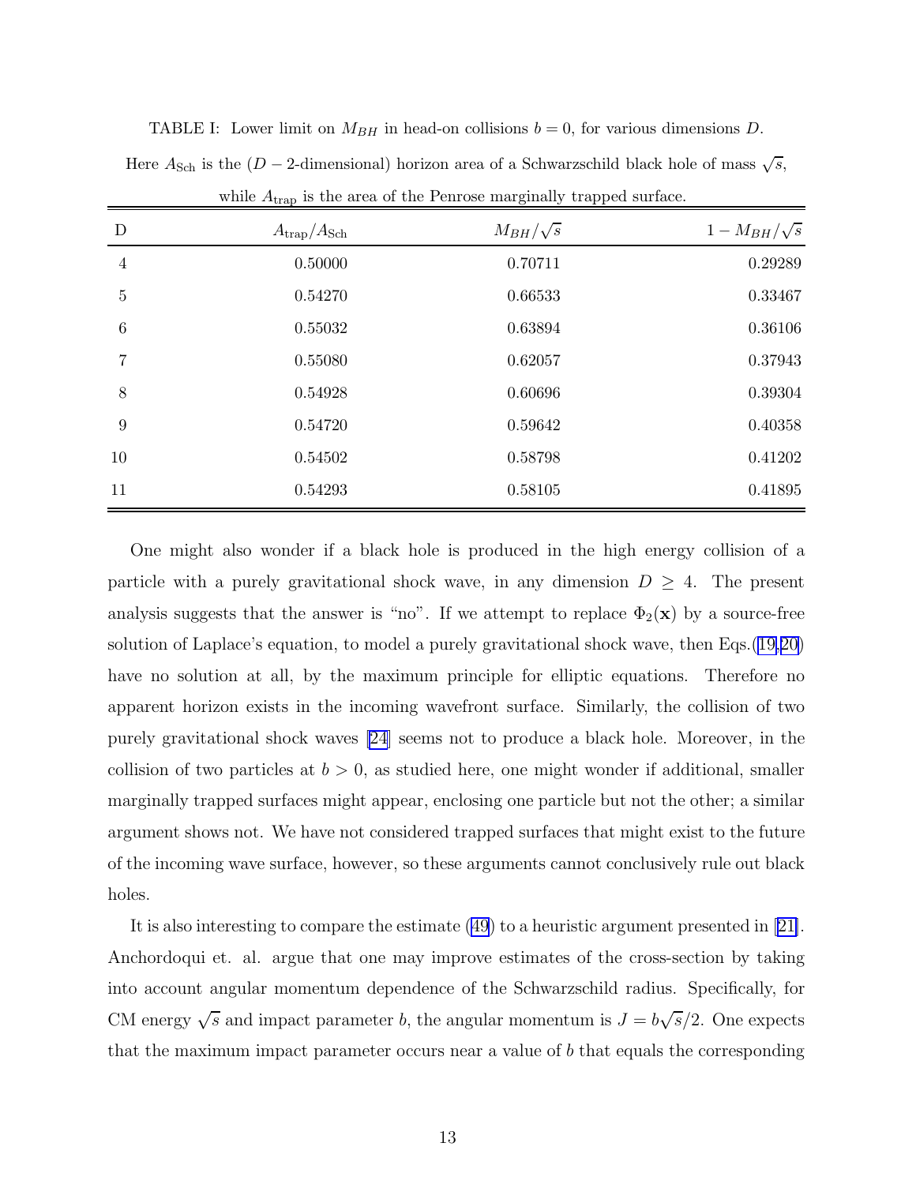TABLE I: Lower limit on $M_{BH}$ in head-on collisions $b = 0$, for various dimensions $D$. Here $A_{\rm Sch}$ is the ($D-2$-dimensional) horizon area of a Schwarzschild black hole of mass $\sqrt{s}$, while $A_{\rm trap}$ is the area of the Penrose marginally trapped surface.

| D | $A_{\rm trap}/A_{\rm Sch}$ | $M_{BH}/\sqrt{s}$ | $1 - M_{BH}/\sqrt{s}$ |
|---|---|---|---|
| 4 | 0.50000 | 0.70711 | 0.29289 |
| 5 | 0.54270 | 0.66533 | 0.33467 |
| 6 | 0.55032 | 0.63894 | 0.36106 |
| 7 | 0.55080 | 0.62057 | 0.37943 |
| 8 | 0.54928 | 0.60696 | 0.39304 |
| 9 | 0.54720 | 0.59642 | 0.40358 |
| 10 | 0.54502 | 0.58798 | 0.41202 |
| 11 | 0.54293 | 0.58105 | 0.41895 |

One might also wonder if a black hole is produced in the high energy collision of a particle with a purely gravitational shock wave, in any dimension $D \geq 4$. The present analysis suggests that the answer is "no". If we attempt to replace $\Phi_2(\mathbf{x})$ by a source-free solution of Laplace's equation, to model a purely gravitational shock wave, then Eqs.(19,20) have no solution at all, by the maximum principle for elliptic equations. Therefore no apparent horizon exists in the incoming wavefront surface. Similarly, the collision of two purely gravitational shock waves [24] seems not to produce a black hole. Moreover, in the collision of two particles at $b > 0$, as studied here, one might wonder if additional, smaller marginally trapped surfaces might appear, enclosing one particle but not the other; a similar argument shows not. We have not considered trapped surfaces that might exist to the future of the incoming wave surface, however, so these arguments cannot conclusively rule out black holes.

It is also interesting to compare the estimate (49) to a heuristic argument presented in [21]. Anchordoqui et. al. argue that one may improve estimates of the cross-section by taking into account angular momentum dependence of the Schwarzschild radius. Specifically, for CM energy $\sqrt{s}$ and impact parameter $b$, the angular momentum is $J = b\sqrt{s}/2$. One expects that the maximum impact parameter occurs near a value of $b$ that equals the corresponding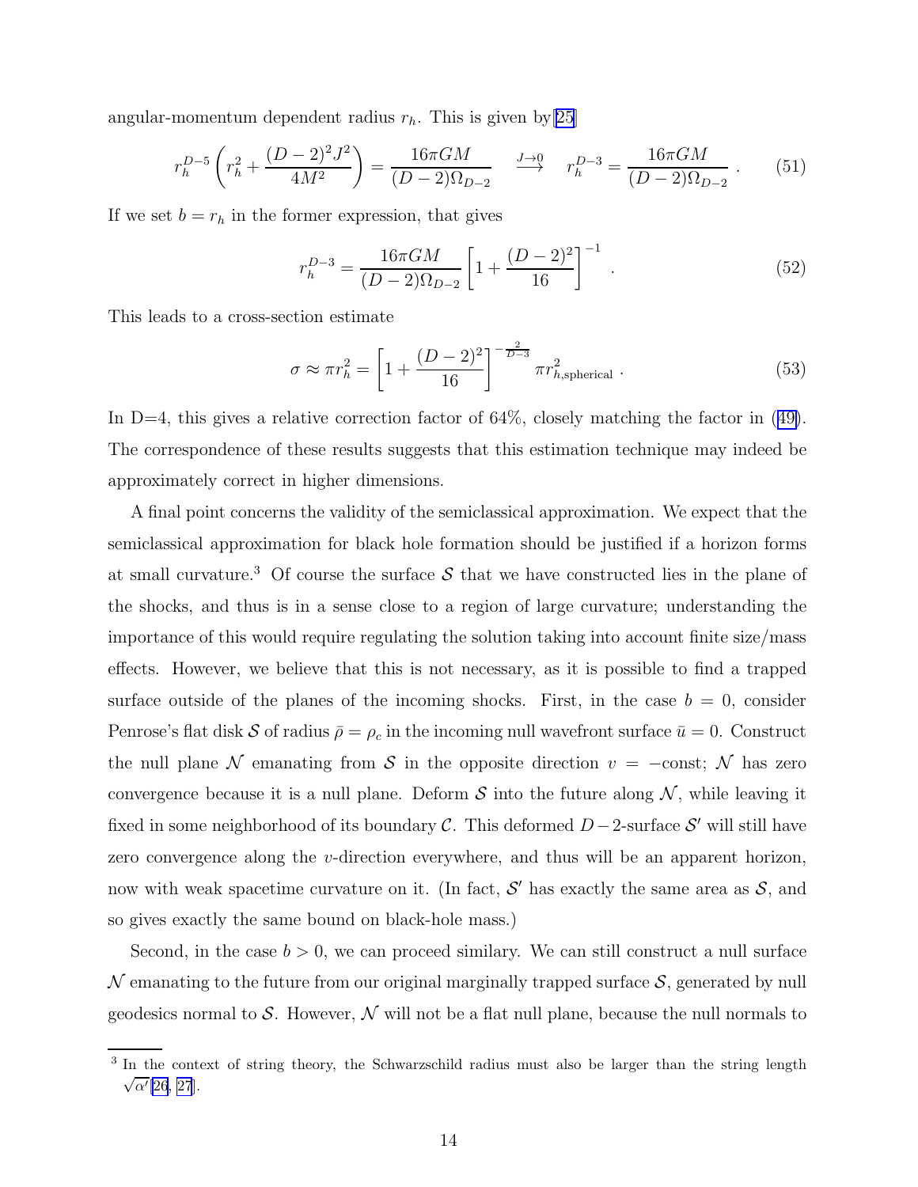angular-momentum dependent radius $r_h$. This is given by[25]

$$r_h^{D-5}\left(r_h^2+\frac{(D-2)^2J^2}{4M^2}\right)=\frac{16\pi GM}{(D-2)\Omega_{D-2}}\quad\stackrel{J\to 0}{\longrightarrow}\quad r_h^{D-3}=\frac{16\pi GM}{(D-2)\Omega_{D-2}}\ . \tag{51}$$

If we set $b=r_h$ in the former expression, that gives

$$r_h^{D-3}=\frac{16\pi GM}{(D-2)\Omega_{D-2}}\left[1+\frac{(D-2)^2}{16}\right]^{-1}\ . \tag{52}$$

This leads to a cross-section estimate

$$\sigma\approx\pi r_h^2=\left[1+\frac{(D-2)^2}{16}\right]^{-\frac{2}{D-3}}\pi r_{h,\mathrm{spherical}}^2\ . \tag{53}$$

In D=4, this gives a relative correction factor of 64%, closely matching the factor in (49). The correspondence of these results suggests that this estimation technique may indeed be approximately correct in higher dimensions.

A final point concerns the validity of the semiclassical approximation. We expect that the semiclassical approximation for black hole formation should be justified if a horizon forms at small curvature.[3] Of course the surface $\mathcal{S}$ that we have constructed lies in the plane of the shocks, and thus is in a sense close to a region of large curvature; understanding the importance of this would require regulating the solution taking into account finite size/mass effects. However, we believe that this is not necessary, as it is possible to find a trapped surface outside of the planes of the incoming shocks. First, in the case $b=0$, consider Penrose's flat disk $\mathcal{S}$ of radius $\bar{\rho}=\rho_c$ in the incoming null wavefront surface $\bar{u}=0$. Construct the null plane $\mathcal{N}$ emanating from $\mathcal{S}$ in the opposite direction $v=-$const; $\mathcal{N}$ has zero convergence because it is a null plane. Deform $\mathcal{S}$ into the future along $\mathcal{N}$, while leaving it fixed in some neighborhood of its boundary $\mathcal{C}$. This deformed $D-2$-surface $\mathcal{S}'$ will still have zero convergence along the $v$-direction everywhere, and thus will be an apparent horizon, now with weak spacetime curvature on it. (In fact, $\mathcal{S}'$ has exactly the same area as $\mathcal{S}$, and so gives exactly the same bound on black-hole mass.)

Second, in the case $b>0$, we can proceed similary. We can still construct a null surface $\mathcal{N}$ emanating to the future from our original marginally trapped surface $\mathcal{S}$, generated by null geodesics normal to $\mathcal{S}$. However, $\mathcal{N}$ will not be a flat null plane, because the null normals to

[3] In the context of string theory, the Schwarzschild radius must also be larger than the string length $\sqrt{\alpha'}$[26, 27].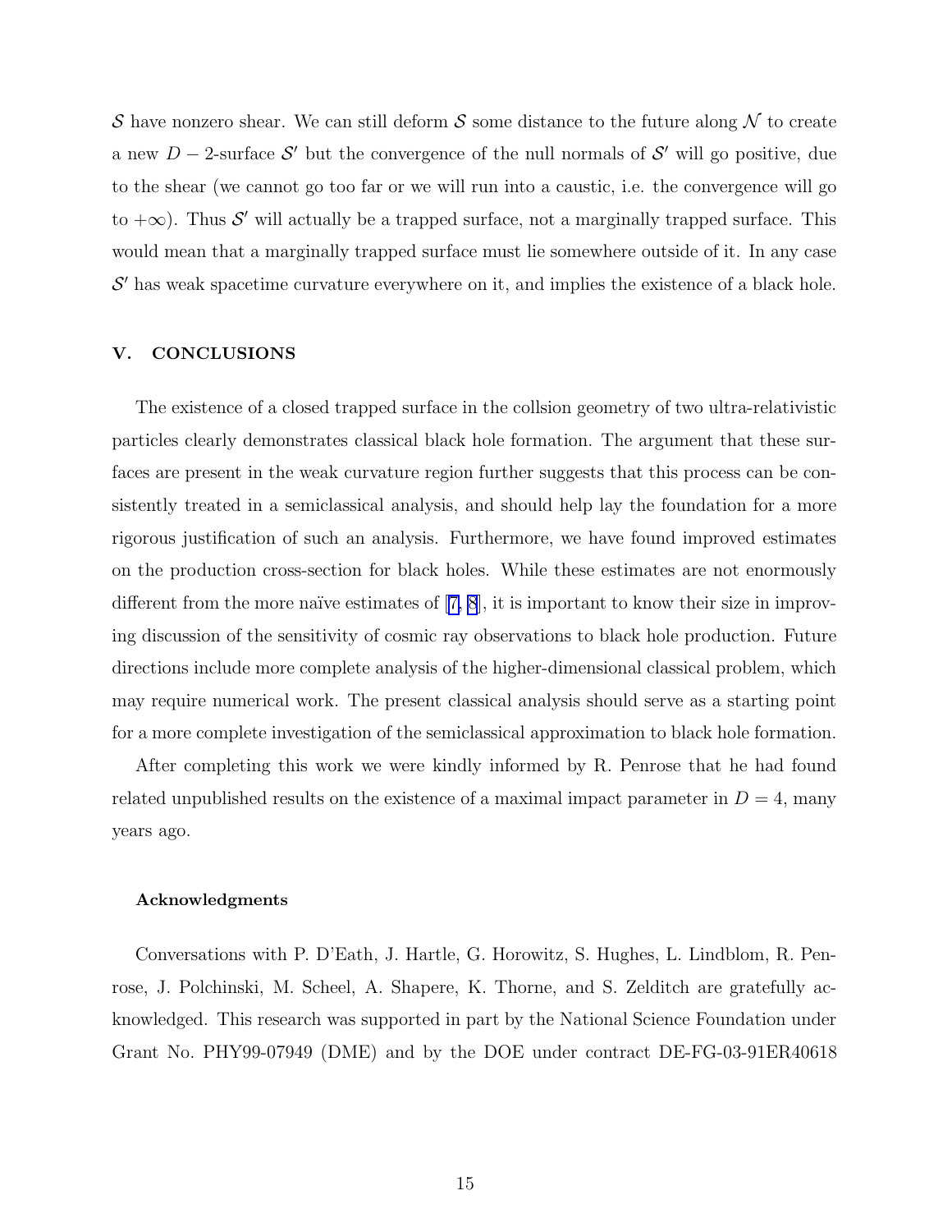$\mathcal{S}$ have nonzero shear. We can still deform $\mathcal{S}$ some distance to the future along $\mathcal{N}$ to create a new $D-2$-surface $\mathcal{S}'$ but the convergence of the null normals of $\mathcal{S}'$ will go positive, due to the shear (we cannot go too far or we will run into a caustic, i.e. the convergence will go to $+\infty$). Thus $\mathcal{S}'$ will actually be a trapped surface, not a marginally trapped surface. This would mean that a marginally trapped surface must lie somewhere outside of it. In any case $\mathcal{S}'$ has weak spacetime curvature everywhere on it, and implies the existence of a black hole.

## V. CONCLUSIONS

The existence of a closed trapped surface in the collsion geometry of two ultra-relativistic particles clearly demonstrates classical black hole formation. The argument that these surfaces are present in the weak curvature region further suggests that this process can be consistently treated in a semiclassical analysis, and should help lay the foundation for a more rigorous justification of such an analysis. Furthermore, we have found improved estimates on the production cross-section for black holes. While these estimates are not enormously different from the more naïve estimates of [7, 8], it is important to know their size in improving discussion of the sensitivity of cosmic ray observations to black hole production. Future directions include more complete analysis of the higher-dimensional classical problem, which may require numerical work. The present classical analysis should serve as a starting point for a more complete investigation of the semiclassical approximation to black hole formation.

After completing this work we were kindly informed by R. Penrose that he had found related unpublished results on the existence of a maximal impact parameter in $D = 4$, many years ago.

### Acknowledgments

Conversations with P. D'Eath, J. Hartle, G. Horowitz, S. Hughes, L. Lindblom, R. Penrose, J. Polchinski, M. Scheel, A. Shapere, K. Thorne, and S. Zelditch are gratefully acknowledged. This research was supported in part by the National Science Foundation under Grant No. PHY99-07949 (DME) and by the DOE under contract DE-FG-03-91ER40618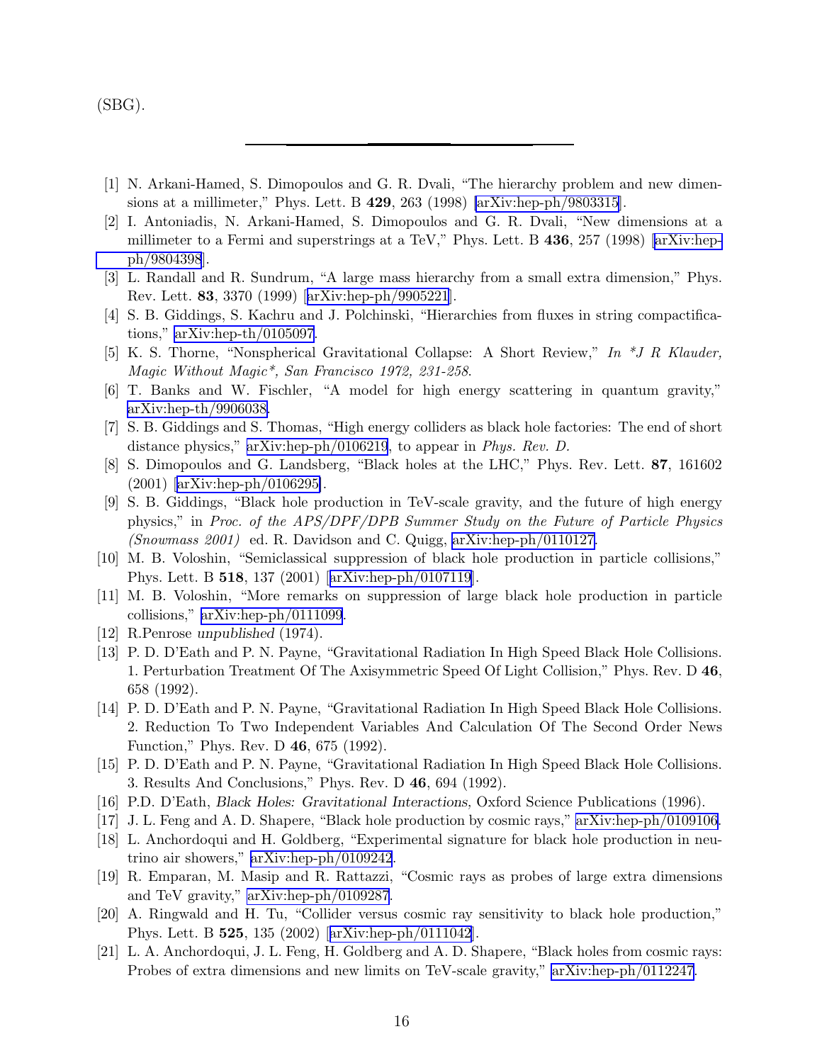(SBG).

---

[1] N. Arkani-Hamed, S. Dimopoulos and G. R. Dvali, "The hierarchy problem and new dimensions at a millimeter," Phys. Lett. B **429**, 263 (1998) [arXiv:hep-ph/9803315].

[2] I. Antoniadis, N. Arkani-Hamed, S. Dimopoulos and G. R. Dvali, "New dimensions at a millimeter to a Fermi and superstrings at a TeV," Phys. Lett. B **436**, 257 (1998) [arXiv:hep-ph/9804398].

[3] L. Randall and R. Sundrum, "A large mass hierarchy from a small extra dimension," Phys. Rev. Lett. **83**, 3370 (1999) [arXiv:hep-ph/9905221].

[4] S. B. Giddings, S. Kachru and J. Polchinski, "Hierarchies from fluxes in string compactifications," arXiv:hep-th/0105097.

[5] K. S. Thorne, "Nonspherical Gravitational Collapse: A Short Review," *In \*J R Klauder, Magic Without Magic\*, San Francisco 1972, 231-258.*

[6] T. Banks and W. Fischler, "A model for high energy scattering in quantum gravity," arXiv:hep-th/9906038.

[7] S. B. Giddings and S. Thomas, "High energy colliders as black hole factories: The end of short distance physics," arXiv:hep-ph/0106219, to appear in *Phys. Rev. D.*

[8] S. Dimopoulos and G. Landsberg, "Black holes at the LHC," Phys. Rev. Lett. **87**, 161602 (2001) [arXiv:hep-ph/0106295].

[9] S. B. Giddings, "Black hole production in TeV-scale gravity, and the future of high energy physics," in *Proc. of the APS/DPF/DPB Summer Study on the Future of Particle Physics (Snowmass 2001)* ed. R. Davidson and C. Quigg, arXiv:hep-ph/0110127.

[10] M. B. Voloshin, "Semiclassical suppression of black hole production in particle collisions," Phys. Lett. B **518**, 137 (2001) [arXiv:hep-ph/0107119].

[11] M. B. Voloshin, "More remarks on suppression of large black hole production in particle collisions," arXiv:hep-ph/0111099.

[12] R.Penrose *unpublished* (1974).

[13] P. D. D'Eath and P. N. Payne, "Gravitational Radiation In High Speed Black Hole Collisions. 1. Perturbation Treatment Of The Axisymmetric Speed Of Light Collision," Phys. Rev. D **46**, 658 (1992).

[14] P. D. D'Eath and P. N. Payne, "Gravitational Radiation In High Speed Black Hole Collisions. 2. Reduction To Two Independent Variables And Calculation Of The Second Order News Function," Phys. Rev. D **46**, 675 (1992).

[15] P. D. D'Eath and P. N. Payne, "Gravitational Radiation In High Speed Black Hole Collisions. 3. Results And Conclusions," Phys. Rev. D **46**, 694 (1992).

[16] P.D. D'Eath, *Black Holes: Gravitational Interactions,* Oxford Science Publications (1996).

[17] J. L. Feng and A. D. Shapere, "Black hole production by cosmic rays," arXiv:hep-ph/0109106.

[18] L. Anchordoqui and H. Goldberg, "Experimental signature for black hole production in neutrino air showers," arXiv:hep-ph/0109242.

[19] R. Emparan, M. Masip and R. Rattazzi, "Cosmic rays as probes of large extra dimensions and TeV gravity," arXiv:hep-ph/0109287.

[20] A. Ringwald and H. Tu, "Collider versus cosmic ray sensitivity to black hole production," Phys. Lett. B **525**, 135 (2002) [arXiv:hep-ph/0111042].

[21] L. A. Anchordoqui, J. L. Feng, H. Goldberg and A. D. Shapere, "Black holes from cosmic rays: Probes of extra dimensions and new limits on TeV-scale gravity," arXiv:hep-ph/0112247.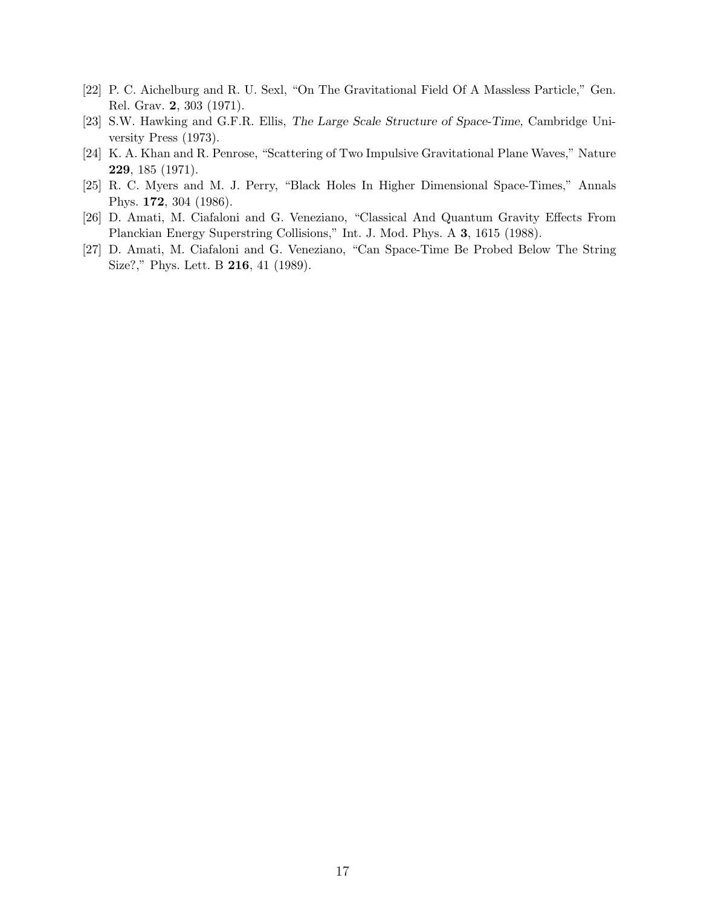[22] P. C. Aichelburg and R. U. Sexl, "On The Gravitational Field Of A Massless Particle," Gen. Rel. Grav. **2**, 303 (1971).

[23] S.W. Hawking and G.F.R. Ellis, *The Large Scale Structure of Space-Time,* Cambridge University Press (1973).

[24] K. A. Khan and R. Penrose, "Scattering of Two Impulsive Gravitational Plane Waves," Nature **229**, 185 (1971).

[25] R. C. Myers and M. J. Perry, "Black Holes In Higher Dimensional Space-Times," Annals Phys. **172**, 304 (1986).

[26] D. Amati, M. Ciafaloni and G. Veneziano, "Classical And Quantum Gravity Effects From Planckian Energy Superstring Collisions," Int. J. Mod. Phys. A **3**, 1615 (1988).

[27] D. Amati, M. Ciafaloni and G. Veneziano, "Can Space-Time Be Probed Below The String Size?," Phys. Lett. B **216**, 41 (1989).